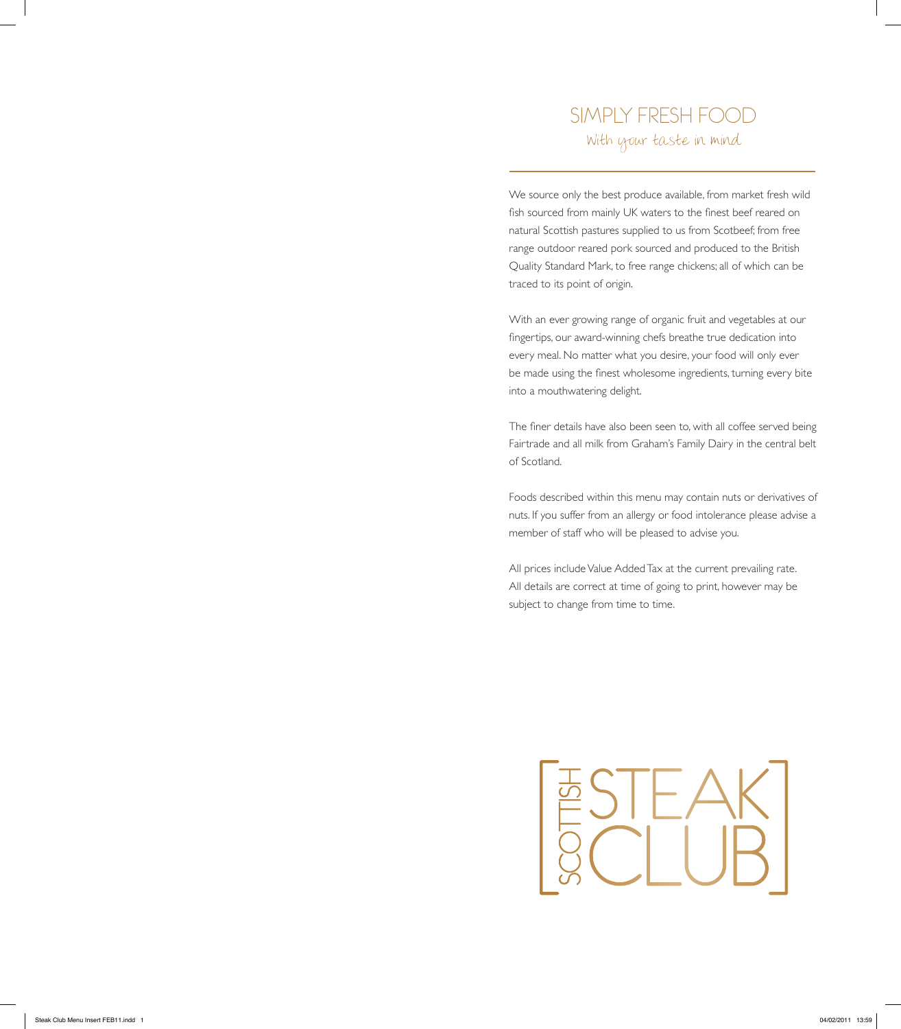# SIMPLY FRESH FOOD

*With your taste in mind*

We source only the best produce available, from market fresh wild fish sourced from mainly UK waters to the finest beef reared on natural Scottish pastures supplied to us from Scotbeef; from free range outdoor reared pork sourced and produced to the British Quality Standard Mark, to free range chickens; all of which can be traced to its point of origin.

With an ever growing range of organic fruit and vegetables at our fingertips, our award-winning chefs breathe true dedication into every meal. No matter what you desire, your food will only ever be made using the finest wholesome ingredients, turning every bite into a mouthwatering delight.

The finer details have also been seen to, with all coffee served being Fairtrade and all milk from Graham's Family Dairy in the central belt of Scotland.

Foods described within this menu may contain nuts or derivatives of nuts. If you suffer from an allergy or food intolerance please advise a member of staff who will be pleased to advise you.

All prices include Value Added Tax at the current prevailing rate. All details are correct at time of going to print, however may be subject to change from time to time.

[ SCOTTISH STEAK CLUB ]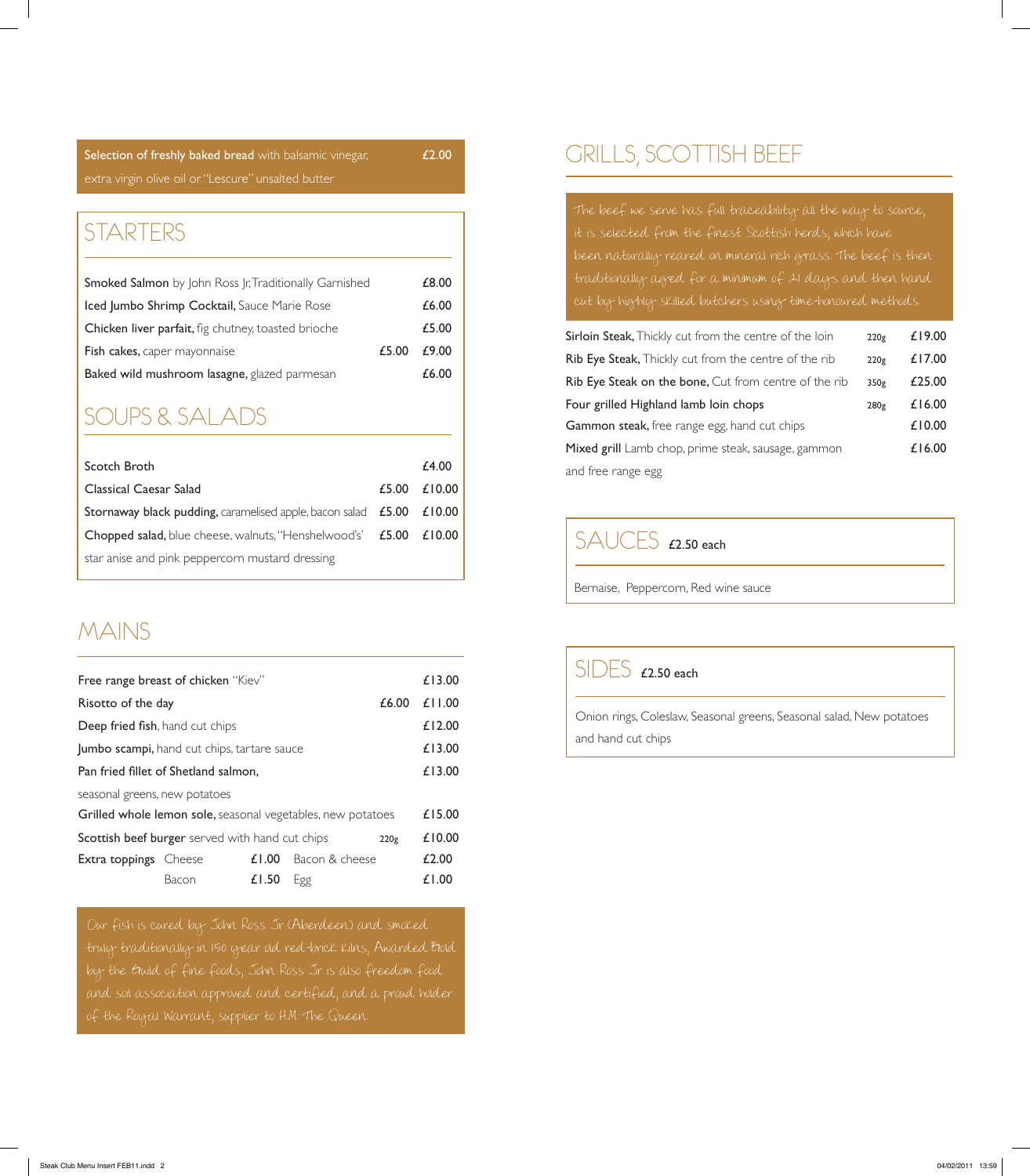| | |
|---|---|
| **Selection of freshly baked bread** with balsamic vinegar, extra virgin olive oil or "Lescure" unsalted butter | £2.00 |

## STARTERS

| | | |
|---|---|---|
| **Smoked Salmon** by John Ross Jr, Traditionally Garnished | | £8.00 |
| **Iced Jumbo Shrimp Cocktail,** Sauce Marie Rose | | £6.00 |
| **Chicken liver parfait,** fig chutney, toasted brioche | | £5.00 |
| **Fish cakes,** caper mayonnaise | £5.00 | £9.00 |
| **Baked wild mushroom lasagne,** glazed parmesan | | £6.00 |

## SOUPS & SALADS

| | | |
|---|---|---|
| Scotch Broth | | £4.00 |
| Classical Caesar Salad | £5.00 | £10.00 |
| **Stornaway black pudding,** caramelised apple, bacon salad | £5.00 | £10.00 |
| **Chopped salad,** blue cheese, walnuts, "Henshelwood's" star anise and pink peppercorn mustard dressing | £5.00 | £10.00 |

## MAINS

| | | |
|---|---|---|
| **Free range breast of chicken** "Kiev" | | £13.00 |
| **Risotto of the day** | £6.00 | £11.00 |
| **Deep fried fish,** hand cut chips | | £12.00 |
| **Jumbo scampi,** hand cut chips, tartare sauce | | £13.00 |
| **Pan fried fillet of Shetland salmon,** seasonal greens, new potatoes | | £13.00 |
| **Grilled whole lemon sole,** seasonal vegetables, new potatoes | | £15.00 |
| **Scottish beef burger** served with hand cut chips | 220g | £10.00 |

| | | | | |
|---|---|---|---|---|
| **Extra toppings** | Cheese | £1.00 | Bacon & cheese | £2.00 |
| | Bacon | £1.50 | Egg | £1.00 |

*Our fish is cured by John Ross Jr (Aberdeen) and smoked truly traditionally in 150 year old red-brick kilns, Awarded Gold by the Guild of fine foods, John Ross Jr is also freedom food and soil association approved and certified, and a proud holder of the Royal Warrant, supplier to H.M. The Queen*

## GRILLS, SCOTTISH BEEF

*The beef we serve has full traceability all the way to source, it is selected from the finest Scottish herds, which have been naturally reared on mineral rich grass. The beef is then traditionally aged for a minimum of 21 days and then hand cut by highly skilled butchers using time-honoured methods.*

| | | |
|---|---|---|
| **Sirloin Steak,** Thickly cut from the centre of the loin | 220g | £19.00 |
| **Rib Eye Steak,** Thickly cut from the centre of the rib | 220g | £17.00 |
| **Rib Eye Steak on the bone,** Cut from centre of the rib | 350g | £25.00 |
| **Four grilled Highland lamb loin chops** | 280g | £16.00 |
| **Gammon steak,** free range egg, hand cut chips | | £10.00 |
| **Mixed grill** Lamb chop, prime steak, sausage, gammon and free range egg | | £16.00 |

## SAUCES £2.50 each

Bernaise, Peppercorn, Red wine sauce

## SIDES £2.50 each

Onion rings, Coleslaw, Seasonal greens, Seasonal salad, New potatoes and hand cut chips